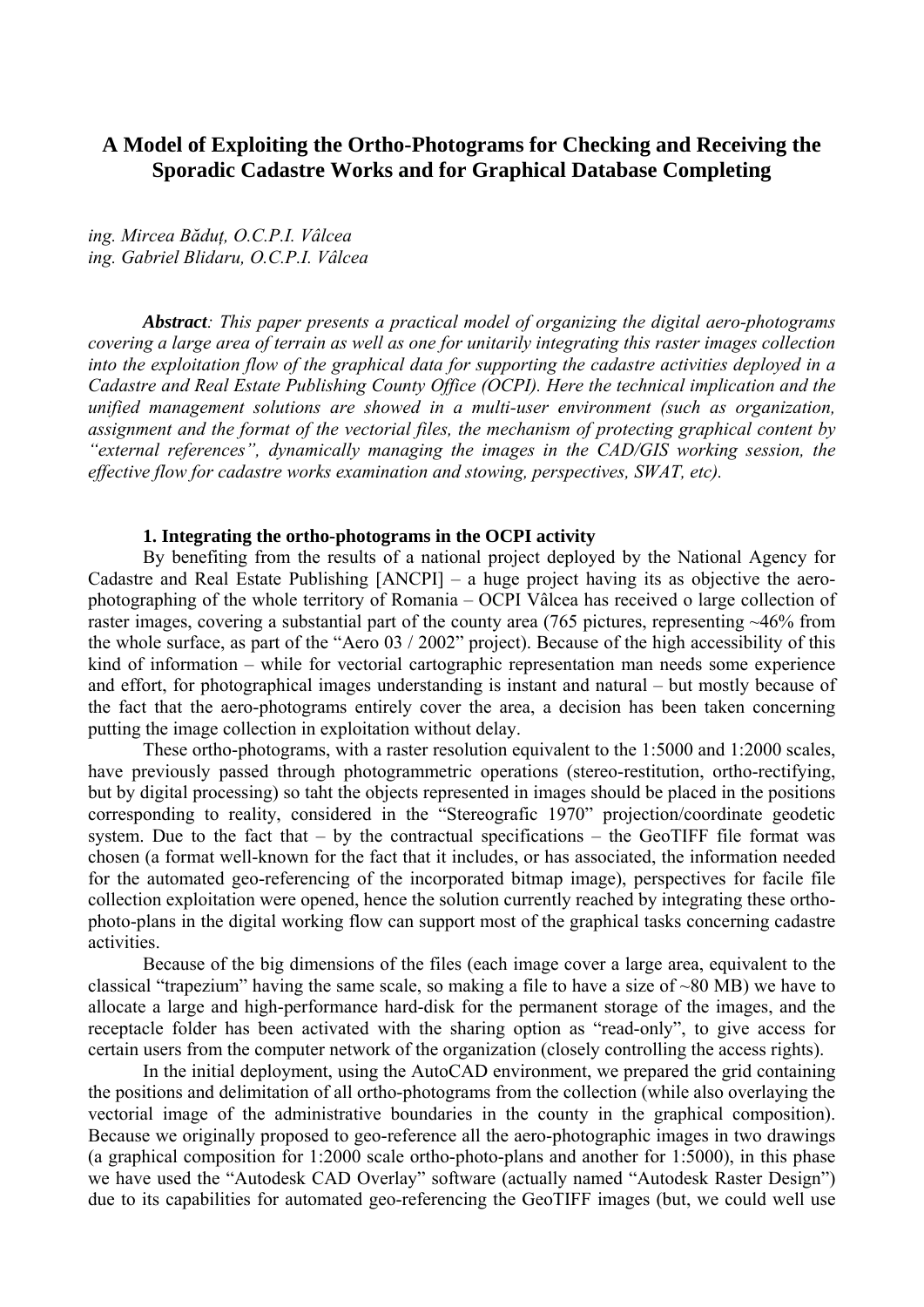# A Model of Exploiting the Ortho-Photograms for Checking and Receiving the Sporadic Cadastre Works and for Graphical Database Completing

*ing. Mircea Băduț, O.C.P.I. Vâlcea*
*ing. Gabriel Blidaru, O.C.P.I. Vâlcea*

***Abstract**: This paper presents a practical model of organizing the digital aero-photograms covering a large area of terrain as well as one for unitarily integrating this raster images collection into the exploitation flow of the graphical data for supporting the cadastre activities deployed in a Cadastre and Real Estate Publishing County Office (OCPI). Here the technical implication and the unified management solutions are showed in a multi-user environment (such as organization, assignment and the format of the vectorial files, the mechanism of protecting graphical content by "external references", dynamically managing the images in the CAD/GIS working session, the effective flow for cadastre works examination and stowing, perspectives, SWAT, etc).*

### 1. Integrating the ortho-photograms in the OCPI activity

By benefiting from the results of a national project deployed by the National Agency for Cadastre and Real Estate Publishing [ANCPI] – a huge project having its as objective the aero-photographing of the whole territory of Romania – OCPI Vâlcea has received o large collection of raster images, covering a substantial part of the county area (765 pictures, representing ~46% from the whole surface, as part of the "Aero 03 / 2002" project). Because of the high accessibility of this kind of information – while for vectorial cartographic representation man needs some experience and effort, for photographical images understanding is instant and natural – but mostly because of the fact that the aero-photograms entirely cover the area, a decision has been taken concerning putting the image collection in exploitation without delay.

These ortho-photograms, with a raster resolution equivalent to the 1:5000 and 1:2000 scales, have previously passed through photogrammetric operations (stereo-restitution, ortho-rectifying, but by digital processing) so taht the objects represented in images should be placed in the positions corresponding to reality, considered in the "Stereografic 1970" projection/coordinate geodetic system. Due to the fact that – by the contractual specifications – the GeoTIFF file format was chosen (a format well-known for the fact that it includes, or has associated, the information needed for the automated geo-referencing of the incorporated bitmap image), perspectives for facile file collection exploitation were opened, hence the solution currently reached by integrating these ortho-photo-plans in the digital working flow can support most of the graphical tasks concerning cadastre activities.

Because of the big dimensions of the files (each image cover a large area, equivalent to the classical "trapezium" having the same scale, so making a file to have a size of ~80 MB) we have to allocate a large and high-performance hard-disk for the permanent storage of the images, and the receptacle folder has been activated with the sharing option as "read-only", to give access for certain users from the computer network of the organization (closely controlling the access rights).

In the initial deployment, using the AutoCAD environment, we prepared the grid containing the positions and delimitation of all ortho-photograms from the collection (while also overlaying the vectorial image of the administrative boundaries in the county in the graphical composition). Because we originally proposed to geo-reference all the aero-photographic images in two drawings (a graphical composition for 1:2000 scale ortho-photo-plans and another for 1:5000), in this phase we have used the "Autodesk CAD Overlay" software (actually named "Autodesk Raster Design") due to its capabilities for automated geo-referencing the GeoTIFF images (but, we could well use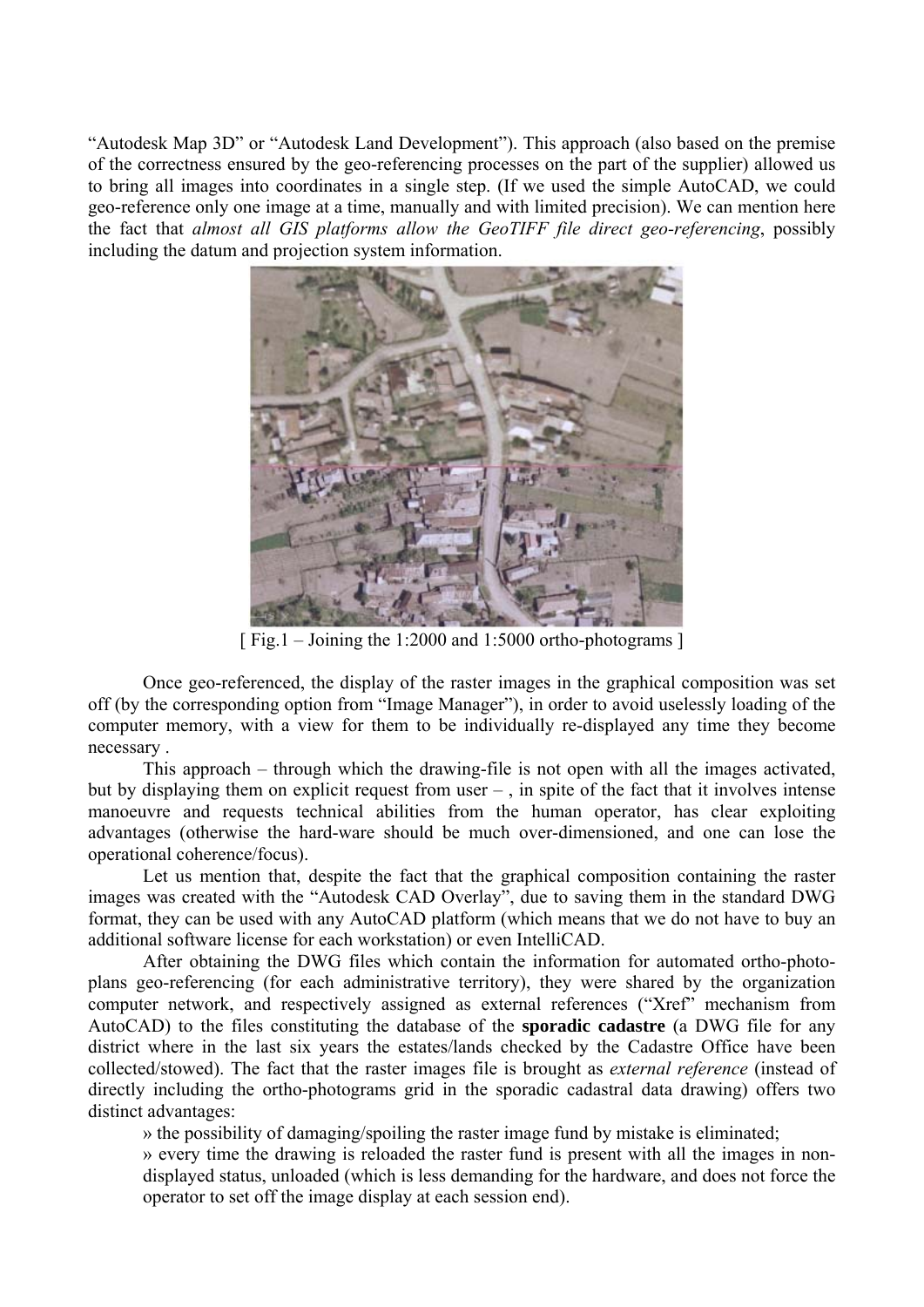"Autodesk Map 3D" or "Autodesk Land Development"). This approach (also based on the premise of the correctness ensured by the geo-referencing processes on the part of the supplier) allowed us to bring all images into coordinates in a single step. (If we used the simple AutoCAD, we could geo-reference only one image at a time, manually and with limited precision). We can mention here the fact that *almost all GIS platforms allow the GeoTIFF file direct geo-referencing*, possibly including the datum and projection system information.

[ Fig.1 – Joining the 1:2000 and 1:5000 ortho-photograms ]

Once geo-referenced, the display of the raster images in the graphical composition was set off (by the corresponding option from "Image Manager"), in order to avoid uselessly loading of the computer memory, with a view for them to be individually re-displayed any time they become necessary .

This approach – through which the drawing-file is not open with all the images activated, but by displaying them on explicit request from user – , in spite of the fact that it involves intense manoeuvre and requests technical abilities from the human operator, has clear exploiting advantages (otherwise the hard-ware should be much over-dimensioned, and one can lose the operational coherence/focus).

Let us mention that, despite the fact that the graphical composition containing the raster images was created with the "Autodesk CAD Overlay", due to saving them in the standard DWG format, they can be used with any AutoCAD platform (which means that we do not have to buy an additional software license for each workstation) or even IntelliCAD.

After obtaining the DWG files which contain the information for automated ortho-photo-plans geo-referencing (for each administrative territory), they were shared by the organization computer network, and respectively assigned as external references ("Xref" mechanism from AutoCAD) to the files constituting the database of the **sporadic cadastre** (a DWG file for any district where in the last six years the estates/lands checked by the Cadastre Office have been collected/stowed). The fact that the raster images file is brought as *external reference* (instead of directly including the ortho-photograms grid in the sporadic cadastral data drawing) offers two distinct advantages:

» the possibility of damaging/spoiling the raster image fund by mistake is eliminated;

» every time the drawing is reloaded the raster fund is present with all the images in non-displayed status, unloaded (which is less demanding for the hardware, and does not force the operator to set off the image display at each session end).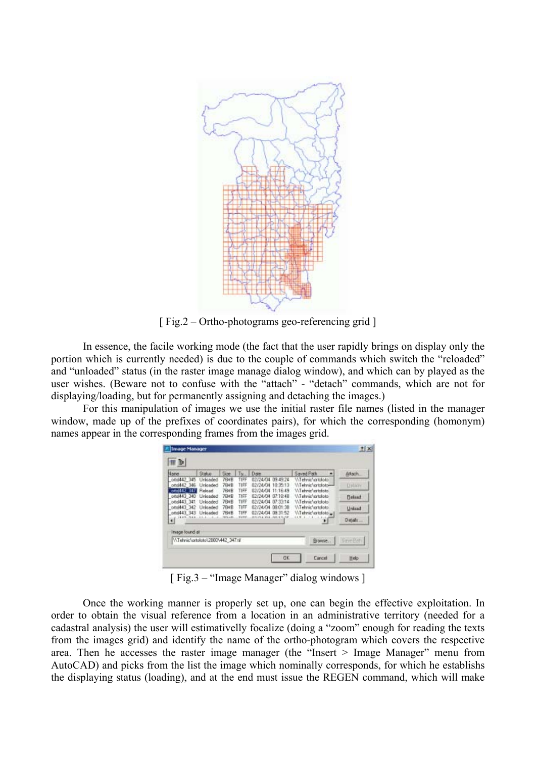[ Fig.2 – Ortho-photograms geo-referencing grid ]

In essence, the facile working mode (the fact that the user rapidly brings on display only the portion which is currently needed) is due to the couple of commands which switch the “reloaded” and “unloaded” status (in the raster image manage dialog window), and which can by played as the user wishes. (Beware not to confuse with the “attach” - “detach” commands, which are not for displaying/loading, but for permanently assigning and detaching the images.)

For this manipulation of images we use the initial raster file names (listed in the manager window, made up of the prefixes of coordinates pairs), for which the corresponding (homonym) names appear in the corresponding frames from the images grid.

[ Fig.3 – “Image Manager” dialog windows ]

Once the working manner is properly set up, one can begin the effective exploitation. In order to obtain the visual reference from a location in an administrative territory (needed for a cadastral analysis) the user will estimativelly focalize (doing a “zoom” enough for reading the texts from the images grid) and identify the name of the ortho-photogram which covers the respective area. Then he accesses the raster image manager (the “Insert > Image Manager” menu from AutoCAD) and picks from the list the image which nominally corresponds, for which he establishs the displaying status (loading), and at the end must issue the REGEN command, which will make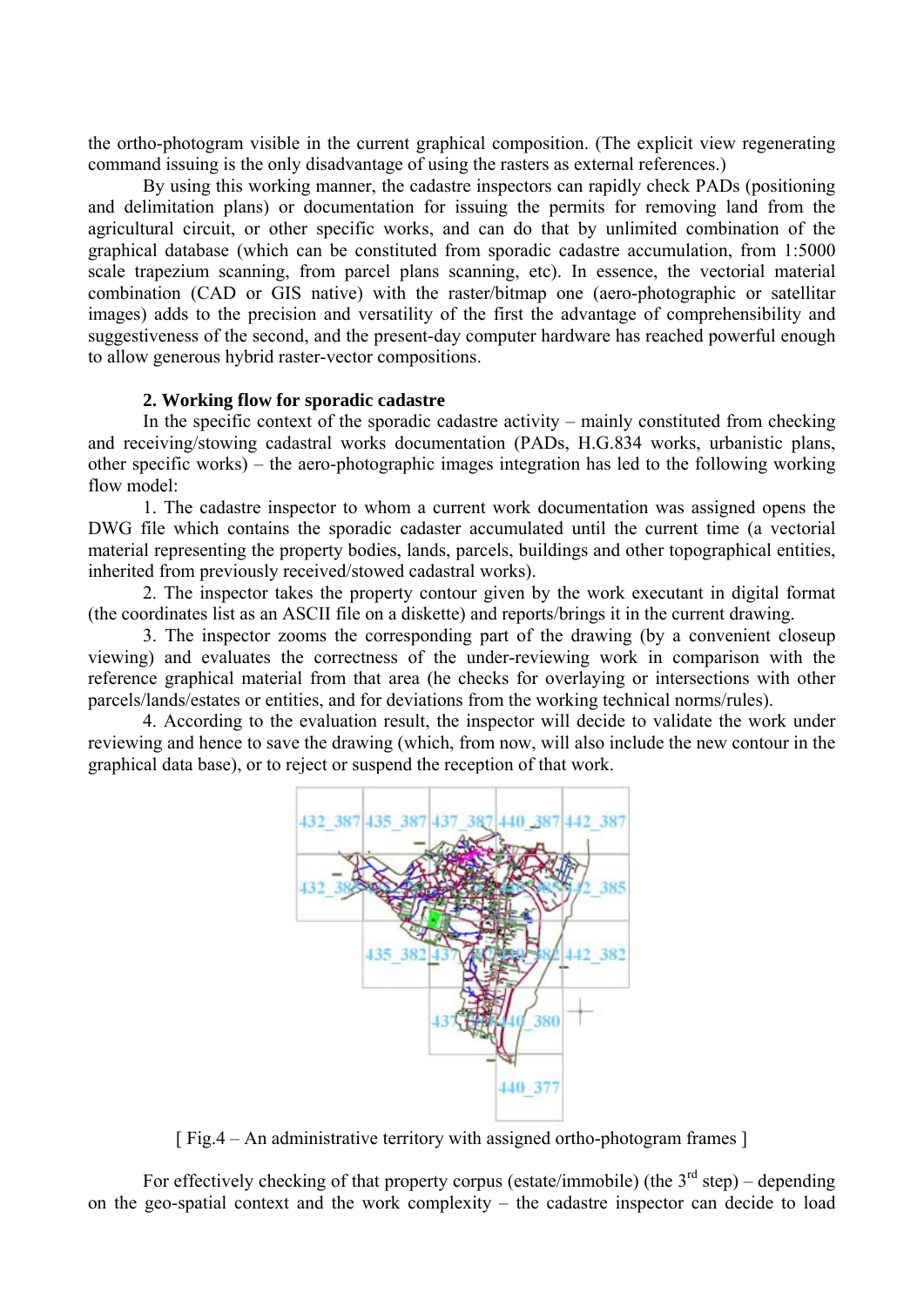the ortho-photogram visible in the current graphical composition. (The explicit view regenerating command issuing is the only disadvantage of using the rasters as external references.)

By using this working manner, the cadastre inspectors can rapidly check PADs (positioning and delimitation plans) or documentation for issuing the permits for removing land from the agricultural circuit, or other specific works, and can do that by unlimited combination of the graphical database (which can be constituted from sporadic cadastre accumulation, from 1:5000 scale trapezium scanning, from parcel plans scanning, etc). In essence, the vectorial material combination (CAD or GIS native) with the raster/bitmap one (aero-photographic or satellitar images) adds to the precision and versatility of the first the advantage of comprehensibility and suggestiveness of the second, and the present-day computer hardware has reached powerful enough to allow generous hybrid raster-vector compositions.

## 2. Working flow for sporadic cadastre

In the specific context of the sporadic cadastre activity – mainly constituted from checking and receiving/stowing cadastral works documentation (PADs, H.G.834 works, urbanistic plans, other specific works) – the aero-photographic images integration has led to the following working flow model:

1. The cadastre inspector to whom a current work documentation was assigned opens the DWG file which contains the sporadic cadaster accumulated until the current time (a vectorial material representing the property bodies, lands, parcels, buildings and other topographical entities, inherited from previously received/stowed cadastral works).

2. The inspector takes the property contour given by the work executant in digital format (the coordinates list as an ASCII file on a diskette) and reports/brings it in the current drawing.

3. The inspector zooms the corresponding part of the drawing (by a convenient closeup viewing) and evaluates the correctness of the under-reviewing work in comparison with the reference graphical material from that area (he checks for overlaying or intersections with other parcels/lands/estates or entities, and for deviations from the working technical norms/rules).

4. According to the evaluation result, the inspector will decide to validate the work under reviewing and hence to save the drawing (which, from now, will also include the new contour in the graphical data base), or to reject or suspend the reception of that work.

[ Fig.4 – An administrative territory with assigned ortho-photogram frames ]

For effectively checking of that property corpus (estate/immobile) (the 3rd step) – depending on the geo-spatial context and the work complexity – the cadastre inspector can decide to load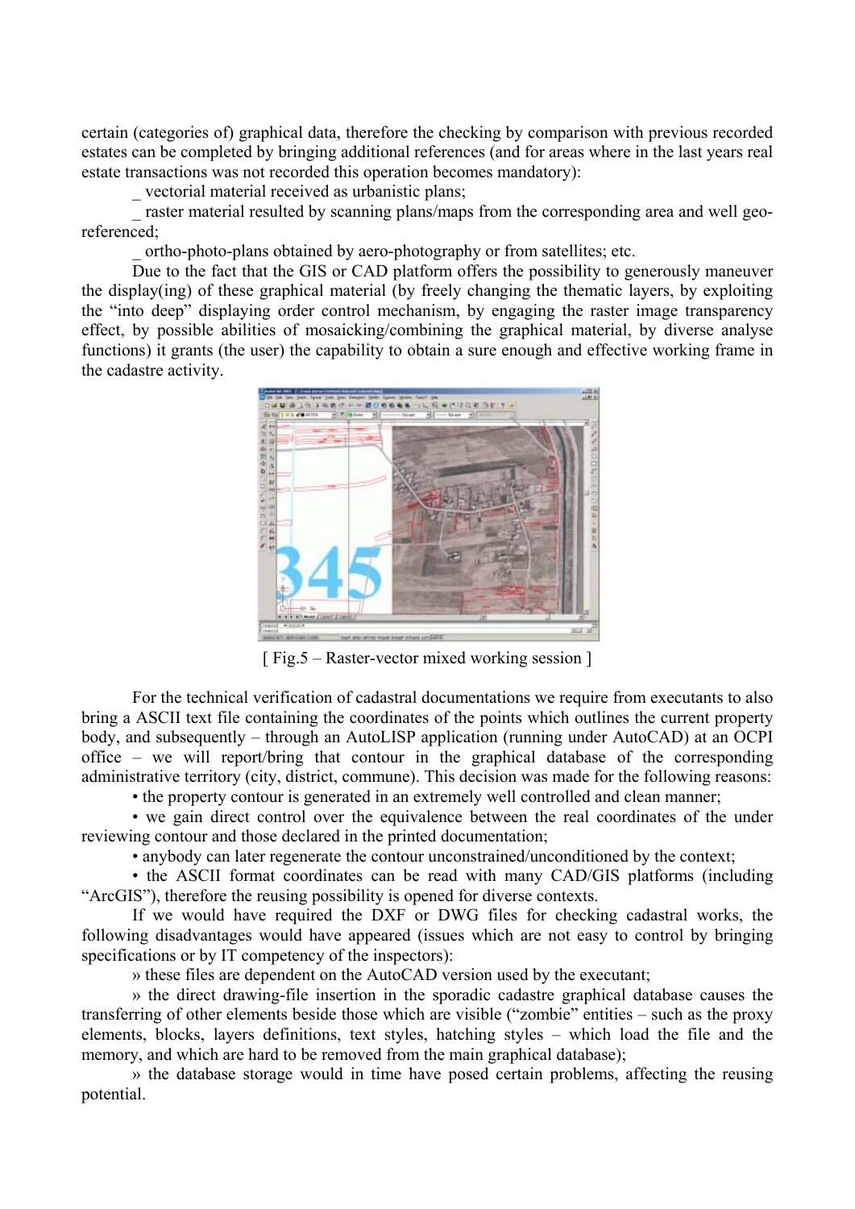certain (categories of) graphical data, therefore the checking by comparison with previous recorded estates can be completed by bringing additional references (and for areas where in the last years real estate transactions was not recorded this operation becomes mandatory):

_ vectorial material received as urbanistic plans;

_ raster material resulted by scanning plans/maps from the corresponding area and well geo-referenced;

_ ortho-photo-plans obtained by aero-photography or from satellites; etc.

Due to the fact that the GIS or CAD platform offers the possibility to generously maneuver the display(ing) of these graphical material (by freely changing the thematic layers, by exploiting the "into deep" displaying order control mechanism, by engaging the raster image transparency effect, by possible abilities of mosaicking/combining the graphical material, by diverse analyse functions) it grants (the user) the capability to obtain a sure enough and effective working frame in the cadastre activity.

[ Fig.5 – Raster-vector mixed working session ]

For the technical verification of cadastral documentations we require from executants to also bring a ASCII text file containing the coordinates of the points which outlines the current property body, and subsequently – through an AutoLISP application (running under AutoCAD) at an OCPI office – we will report/bring that contour in the graphical database of the corresponding administrative territory (city, district, commune). This decision was made for the following reasons:

• the property contour is generated in an extremely well controlled and clean manner;

• we gain direct control over the equivalence between the real coordinates of the under reviewing contour and those declared in the printed documentation;

• anybody can later regenerate the contour unconstrained/unconditioned by the context;

• the ASCII format coordinates can be read with many CAD/GIS platforms (including "ArcGIS"), therefore the reusing possibility is opened for diverse contexts.

If we would have required the DXF or DWG files for checking cadastral works, the following disadvantages would have appeared (issues which are not easy to control by bringing specifications or by IT competency of the inspectors):

» these files are dependent on the AutoCAD version used by the executant;

» the direct drawing-file insertion in the sporadic cadastre graphical database causes the transferring of other elements beside those which are visible ("zombie" entities – such as the proxy elements, blocks, layers definitions, text styles, hatching styles – which load the file and the memory, and which are hard to be removed from the main graphical database);

» the database storage would in time have posed certain problems, affecting the reusing potential.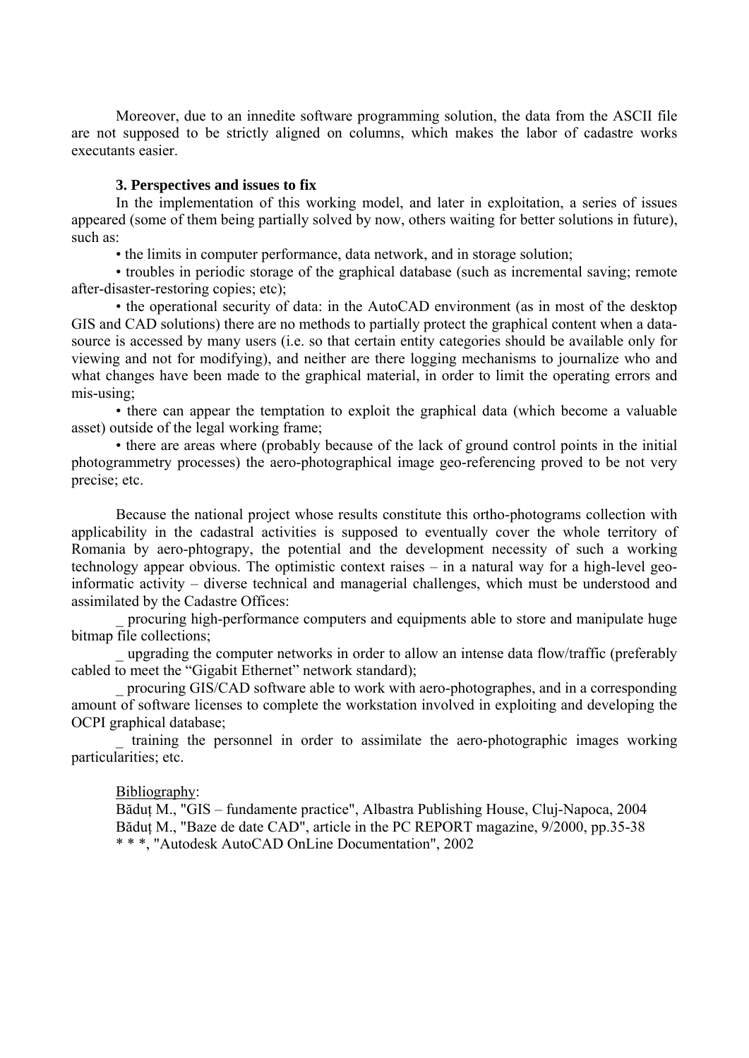Moreover, due to an innedite software programming solution, the data from the ASCII file are not supposed to be strictly aligned on columns, which makes the labor of cadastre works executants easier.

### 3. Perspectives and issues to fix

In the implementation of this working model, and later in exploitation, a series of issues appeared (some of them being partially solved by now, others waiting for better solutions in future), such as:

• the limits in computer performance, data network, and in storage solution;

• troubles in periodic storage of the graphical database (such as incremental saving; remote after-disaster-restoring copies; etc);

• the operational security of data: in the AutoCAD environment (as in most of the desktop GIS and CAD solutions) there are no methods to partially protect the graphical content when a data-source is accessed by many users (i.e. so that certain entity categories should be available only for viewing and not for modifying), and neither are there logging mechanisms to journalize who and what changes have been made to the graphical material, in order to limit the operating errors and mis-using;

• there can appear the temptation to exploit the graphical data (which become a valuable asset) outside of the legal working frame;

• there are areas where (probably because of the lack of ground control points in the initial photogrammetry processes) the aero-photographical image geo-referencing proved to be not very precise; etc.

Because the national project whose results constitute this ortho-photograms collection with applicability in the cadastral activities is supposed to eventually cover the whole territory of Romania by aero-phtograpy, the potential and the development necessity of such a working technology appear obvious. The optimistic context raises – in a natural way for a high-level geo-informatic activity – diverse technical and managerial challenges, which must be understood and assimilated by the Cadastre Offices:

_ procuring high-performance computers and equipments able to store and manipulate huge bitmap file collections;

_ upgrading the computer networks in order to allow an intense data flow/traffic (preferably cabled to meet the "Gigabit Ethernet" network standard);

_ procuring GIS/CAD software able to work with aero-photographes, and in a corresponding amount of software licenses to complete the workstation involved in exploiting and developing the OCPI graphical database;

_ training the personnel in order to assimilate the aero-photographic images working particularities; etc.

Bibliography:

Băduț M., "GIS – fundamente practice", Albastra Publishing House, Cluj-Napoca, 2004

Băduț M., "Baze de date CAD", article in the PC REPORT magazine, 9/2000, pp.35-38

* * *, "Autodesk AutoCAD OnLine Documentation", 2002